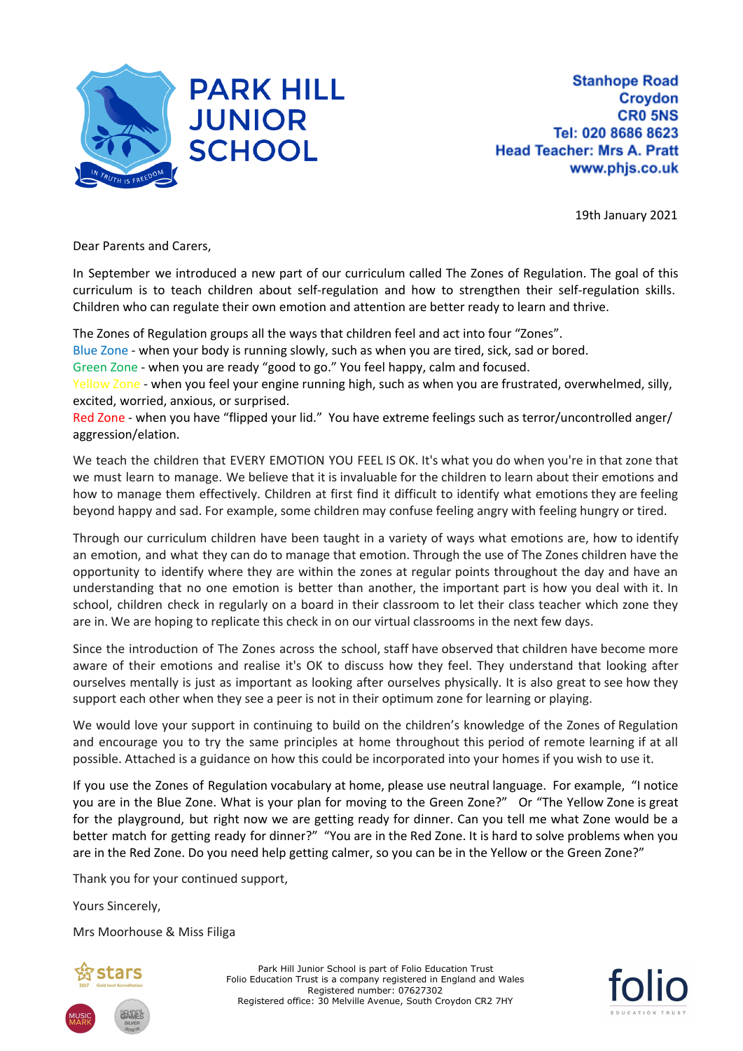# PARK HILL JUNIOR SCHOOL

IN TRUTH IS FREEDOM

**Stanhope Road**
**Croydon**
**CR0 5NS**
**Tel: 020 8686 8623**
**Head Teacher: Mrs A. Pratt**
**www.phjs.co.uk**

19th January 2021

Dear Parents and Carers,

In September we introduced a new part of our curriculum called The Zones of Regulation. The goal of this curriculum is to teach children about self-regulation and how to strengthen their self-regulation skills. Children who can regulate their own emotion and attention are better ready to learn and thrive.

The Zones of Regulation groups all the ways that children feel and act into four "Zones".
Blue Zone - when your body is running slowly, such as when you are tired, sick, sad or bored.
Green Zone - when you are ready "good to go." You feel happy, calm and focused.
Yellow Zone - when you feel your engine running high, such as when you are frustrated, overwhelmed, silly, excited, worried, anxious, or surprised.
Red Zone - when you have "flipped your lid." You have extreme feelings such as terror/uncontrolled anger/ aggression/elation.

We teach the children that EVERY EMOTION YOU FEEL IS OK. It's what you do when you're in that zone that we must learn to manage. We believe that it is invaluable for the children to learn about their emotions and how to manage them effectively. Children at first find it difficult to identify what emotions they are feeling beyond happy and sad. For example, some children may confuse feeling angry with feeling hungry or tired.

Through our curriculum children have been taught in a variety of ways what emotions are, how to identify an emotion, and what they can do to manage that emotion. Through the use of The Zones children have the opportunity to identify where they are within the zones at regular points throughout the day and have an understanding that no one emotion is better than another, the important part is how you deal with it. In school, children check in regularly on a board in their classroom to let their class teacher which zone they are in. We are hoping to replicate this check in on our virtual classrooms in the next few days.

Since the introduction of The Zones across the school, staff have observed that children have become more aware of their emotions and realise it's OK to discuss how they feel. They understand that looking after ourselves mentally is just as important as looking after ourselves physically. It is also great to see how they support each other when they see a peer is not in their optimum zone for learning or playing.

We would love your support in continuing to build on the children's knowledge of the Zones of Regulation and encourage you to try the same principles at home throughout this period of remote learning if at all possible. Attached is a guidance on how this could be incorporated into your homes if you wish to use it.

If you use the Zones of Regulation vocabulary at home, please use neutral language. For example, "I notice you are in the Blue Zone. What is your plan for moving to the Green Zone?" Or "The Yellow Zone is great for the playground, but right now we are getting ready for dinner. Can you tell me what Zone would be a better match for getting ready for dinner?" "You are in the Red Zone. It is hard to solve problems when you are in the Red Zone. Do you need help getting calmer, so you can be in the Yellow or the Green Zone?"

Thank you for your continued support,

Yours Sincerely,

Mrs Moorhouse & Miss Filiga

Park Hill Junior School is part of Folio Education Trust
Folio Education Trust is a company registered in England and Wales
Registered number: 07627302
Registered office: 30 Melville Avenue, South Croydon CR2 7HY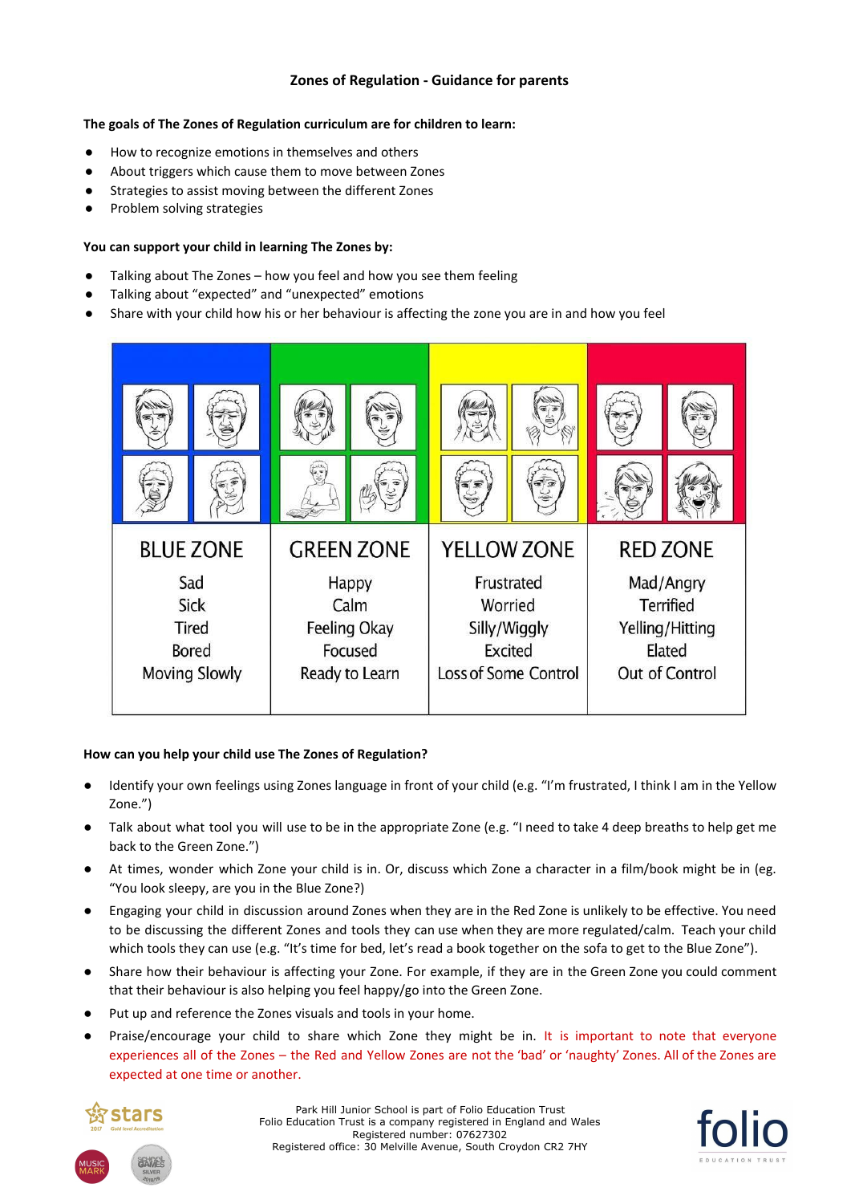## Zones of Regulation - Guidance for parents

**The goals of The Zones of Regulation curriculum are for children to learn:**

- How to recognize emotions in themselves and others
- About triggers which cause them to move between Zones
- Strategies to assist moving between the different Zones
- Problem solving strategies

**You can support your child in learning The Zones by:**

- Talking about The Zones – how you feel and how you see them feeling
- Talking about "expected" and "unexpected" emotions
- Share with your child how his or her behaviour is affecting the zone you are in and how you feel

| BLUE ZONE | GREEN ZONE | YELLOW ZONE | RED ZONE |
|---|---|---|---|
| Sad | Happy | Frustrated | Mad/Angry |
| Sick | Calm | Worried | Terrified |
| Tired | Feeling Okay | Silly/Wiggly | Yelling/Hitting |
| Bored | Focused | Excited | Elated |
| Moving Slowly | Ready to Learn | Loss of Some Control | Out of Control |

**How can you help your child use The Zones of Regulation?**

- Identify your own feelings using Zones language in front of your child (e.g. "I'm frustrated, I think I am in the Yellow Zone.")
- Talk about what tool you will use to be in the appropriate Zone (e.g. "I need to take 4 deep breaths to help get me back to the Green Zone.")
- At times, wonder which Zone your child is in. Or, discuss which Zone a character in a film/book might be in (eg. "You look sleepy, are you in the Blue Zone?)
- Engaging your child in discussion around Zones when they are in the Red Zone is unlikely to be effective. You need to be discussing the different Zones and tools they can use when they are more regulated/calm. Teach your child which tools they can use (e.g. "It's time for bed, let's read a book together on the sofa to get to the Blue Zone").
- Share how their behaviour is affecting your Zone. For example, if they are in the Green Zone you could comment that their behaviour is also helping you feel happy/go into the Green Zone.
- Put up and reference the Zones visuals and tools in your home.
- Praise/encourage your child to share which Zone they might be in. It is important to note that everyone experiences all of the Zones – the Red and Yellow Zones are not the 'bad' or 'naughty' Zones. All of the Zones are expected at one time or another.

Park Hill Junior School is part of Folio Education Trust
Folio Education Trust is a company registered in England and Wales
Registered number: 07627302
Registered office: 30 Melville Avenue, South Croydon CR2 7HY